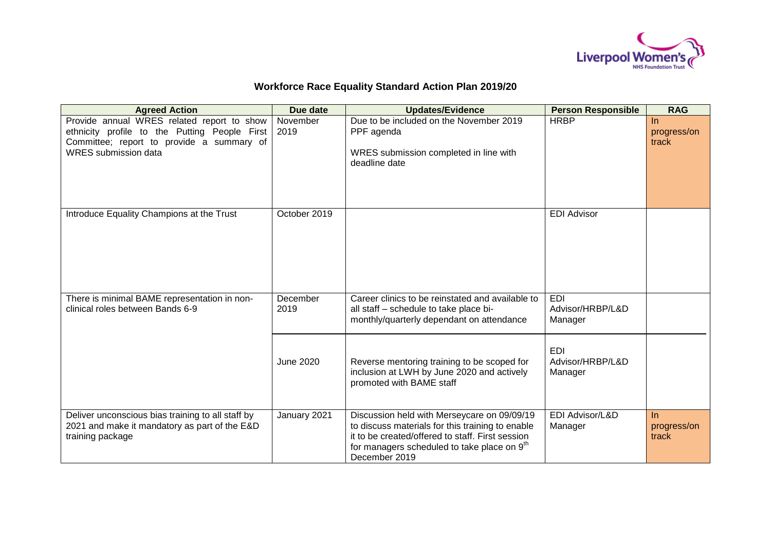Liverpool Women's NHS Foundation Trust

# Workforce Race Equality Standard Action Plan 2019/20

| Agreed Action | Due date | Updates/Evidence | Person Responsible | RAG |
|---|---|---|---|---|
| Provide annual WRES related report to show ethnicity profile to the Putting People First Committee; report to provide a summary of WRES submission data | November 2019 | Due to be included on the November 2019 PPF agenda<br><br>WRES submission completed in line with deadline date | HRBP | In progress/on track |
| Introduce Equality Champions at the Trust | October 2019 | | EDI Advisor | |
| There is minimal BAME representation in non-clinical roles between Bands 6-9 | December 2019 | Career clinics to be reinstated and available to all staff – schedule to take place bi-monthly/quarterly dependant on attendance | EDI Advisor/HRBP/L&D Manager | |
| | June 2020 | Reverse mentoring training to be scoped for inclusion at LWH by June 2020 and actively promoted with BAME staff | EDI Advisor/HRBP/L&D Manager | |
| Deliver unconscious bias training to all staff by 2021 and make it mandatory as part of the E&D training package | January 2021 | Discussion held with Merseycare on 09/09/19 to discuss materials for this training to enable it to be created/offered to staff. First session for managers scheduled to take place on 9th December 2019 | EDI Advisor/L&D Manager | In progress/on track |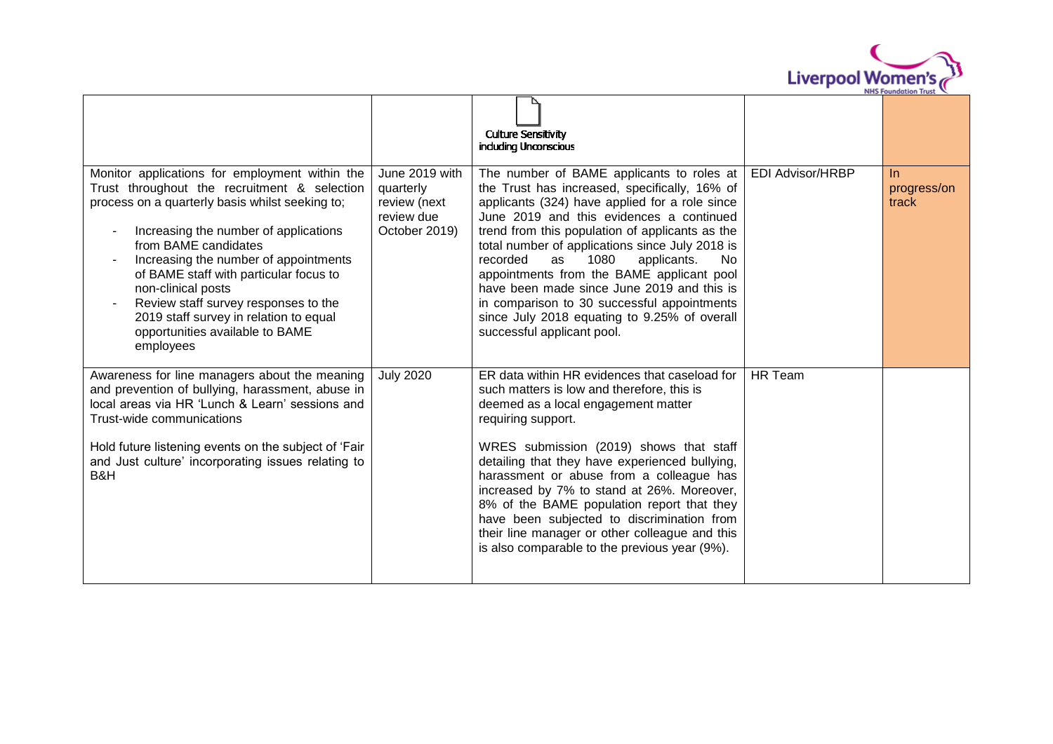| | | | | |
|---|---|---|---|---|
| | | Culture Sensitivity including Unconscious | | |
| Monitor applications for employment within the Trust throughout the recruitment & selection process on a quarterly basis whilst seeking to;<br>- Increasing the number of applications from BAME candidates<br>- Increasing the number of appointments of BAME staff with particular focus to non-clinical posts<br>- Review staff survey responses to the 2019 staff survey in relation to equal opportunities available to BAME employees | June 2019 with quarterly review (next review due October 2019) | The number of BAME applicants to roles at the Trust has increased, specifically, 16% of applicants (324) have applied for a role since June 2019 and this evidences a continued trend from this population of applicants as the total number of applications since July 2018 is recorded as 1080 applicants. No appointments from the BAME applicant pool have been made since June 2019 and this is in comparison to 30 successful appointments since July 2018 equating to 9.25% of overall successful applicant pool. | EDI Advisor/HRBP | In progress/on track |
| Awareness for line managers about the meaning and prevention of bullying, harassment, abuse in local areas via HR 'Lunch & Learn' sessions and Trust-wide communications<br><br>Hold future listening events on the subject of 'Fair and Just culture' incorporating issues relating to B&H | July 2020 | ER data within HR evidences that caseload for such matters is low and therefore, this is deemed as a local engagement matter requiring support.<br><br>WRES submission (2019) shows that staff detailing that they have experienced bullying, harassment or abuse from a colleague has increased by 7% to stand at 26%. Moreover, 8% of the BAME population report that they have been subjected to discrimination from their line manager or other colleague and this is also comparable to the previous year (9%). | HR Team | |